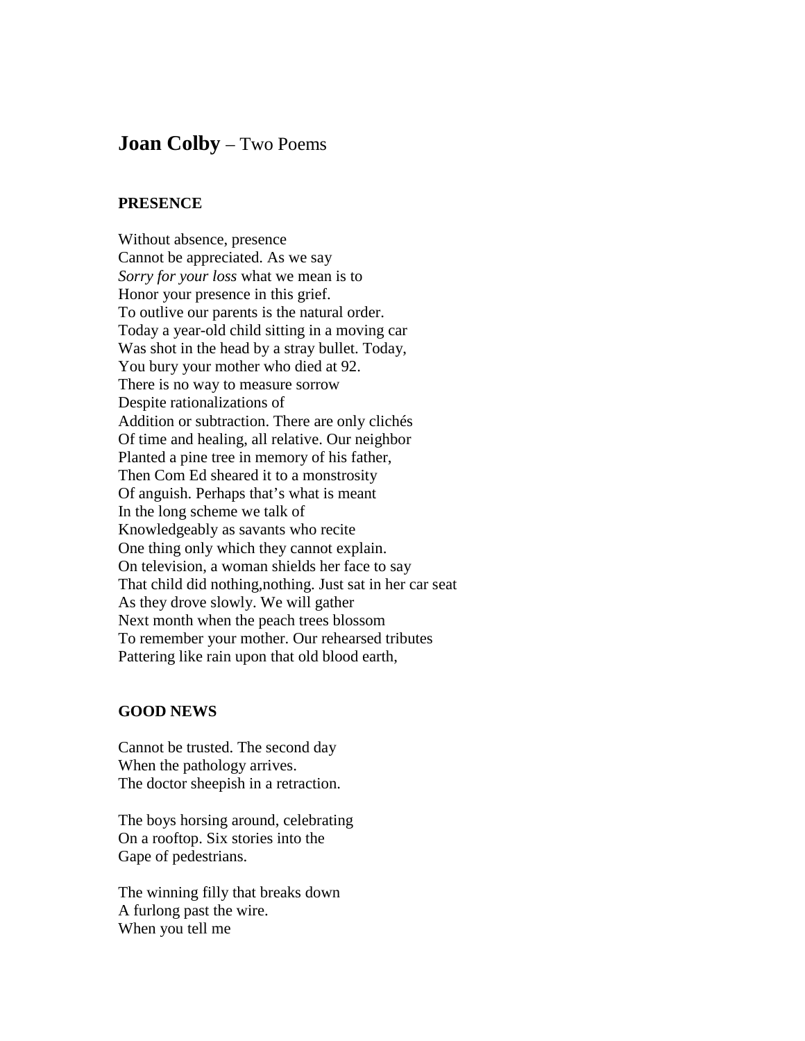# **Joan Colby** – Two Poems

### PRESENCE

Without absence, presence  
Cannot be appreciated. As we say  
*Sorry for your loss* what we mean is to  
Honor your presence in this grief.  
To outlive our parents is the natural order.  
Today a year-old child sitting in a moving car  
Was shot in the head by a stray bullet. Today,  
You bury your mother who died at 92.  
There is no way to measure sorrow  
Despite rationalizations of  
Addition or subtraction. There are only clichés  
Of time and healing, all relative. Our neighbor  
Planted a pine tree in memory of his father,  
Then Com Ed sheared it to a monstrosity  
Of anguish. Perhaps that's what is meant  
In the long scheme we talk of  
Knowledgeably as savants who recite  
One thing only which they cannot explain.  
On television, a woman shields her face to say  
That child did nothing,nothing. Just sat in her car seat  
As they drove slowly. We will gather  
Next month when the peach trees blossom  
To remember your mother. Our rehearsed tributes  
Pattering like rain upon that old blood earth,

### GOOD NEWS

Cannot be trusted. The second day  
When the pathology arrives.  
The doctor sheepish in a retraction.

The boys horsing around, celebrating  
On a rooftop. Six stories into the  
Gape of pedestrians.

The winning filly that breaks down  
A furlong past the wire.  
When you tell me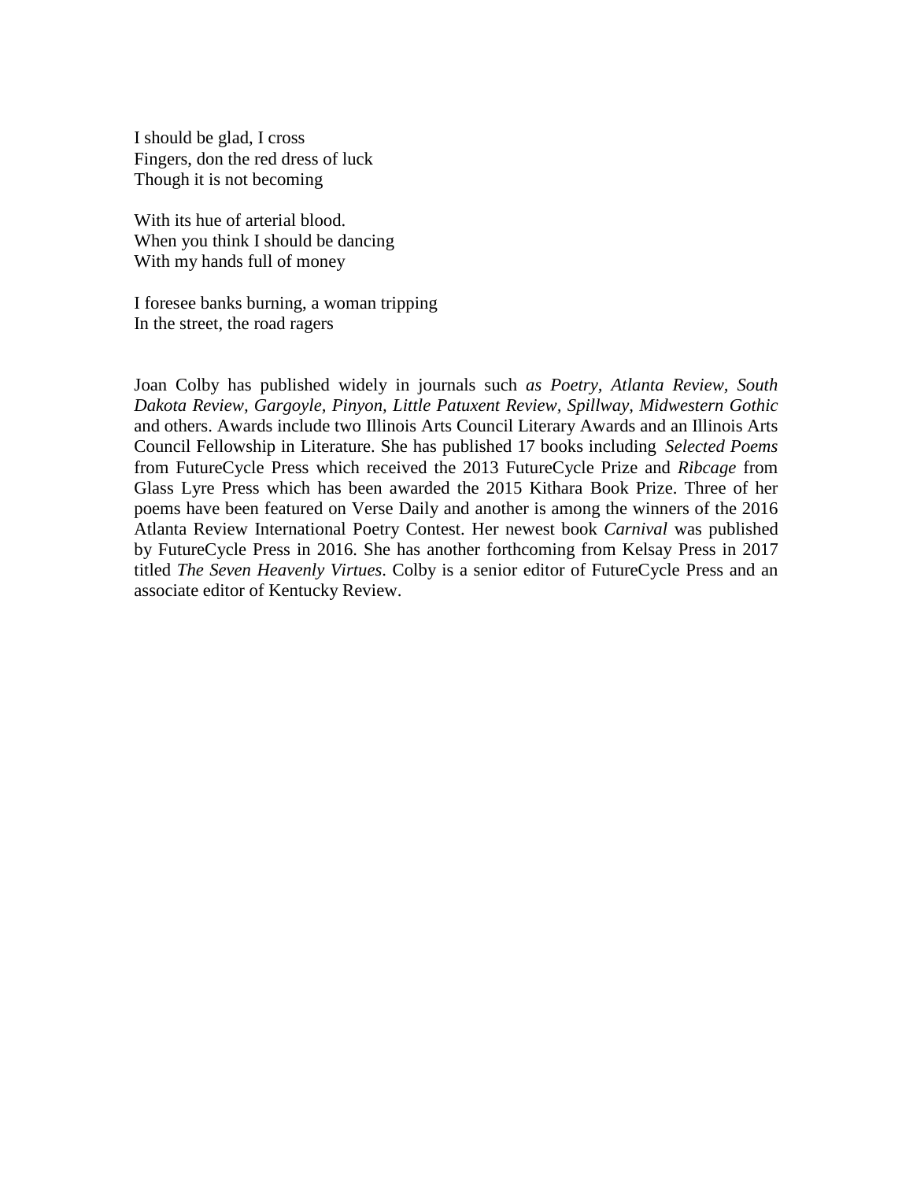I should be glad, I cross  
Fingers, don the red dress of luck  
Though it is not becoming

With its hue of arterial blood.  
When you think I should be dancing  
With my hands full of money

I foresee banks burning, a woman tripping  
In the street, the road ragers

Joan Colby has published widely in journals such *as Poetry, Atlanta Review, South Dakota Review, Gargoyle, Pinyon, Little Patuxent Review, Spillway, Midwestern Gothic* and others. Awards include two Illinois Arts Council Literary Awards and an Illinois Arts Council Fellowship in Literature. She has published 17 books including *Selected Poems* from FutureCycle Press which received the 2013 FutureCycle Prize and *Ribcage* from Glass Lyre Press which has been awarded the 2015 Kithara Book Prize. Three of her poems have been featured on Verse Daily and another is among the winners of the 2016 Atlanta Review International Poetry Contest. Her newest book *Carnival* was published by FutureCycle Press in 2016. She has another forthcoming from Kelsay Press in 2017 titled *The Seven Heavenly Virtues*. Colby is a senior editor of FutureCycle Press and an associate editor of Kentucky Review.